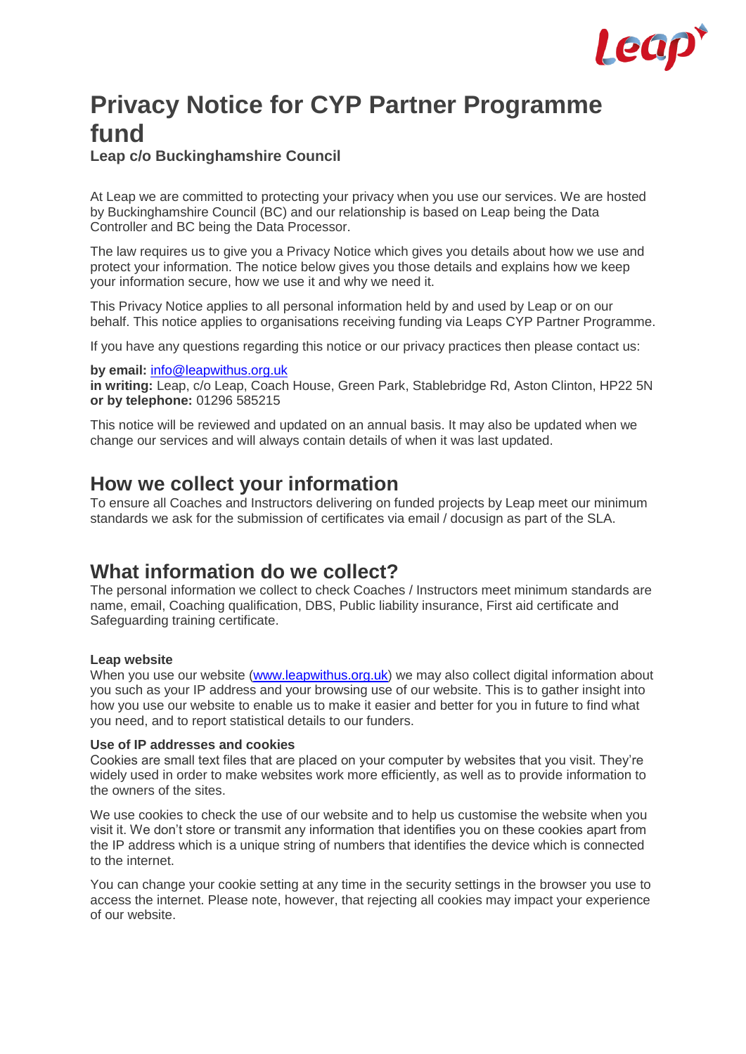# Privacy Notice for CYP Partner Programme fund

**Leap c/o Buckinghamshire Council**

At Leap we are committed to protecting your privacy when you use our services. We are hosted by Buckinghamshire Council (BC) and our relationship is based on Leap being the Data Controller and BC being the Data Processor.

The law requires us to give you a Privacy Notice which gives you details about how we use and protect your information. The notice below gives you those details and explains how we keep your information secure, how we use it and why we need it.

This Privacy Notice applies to all personal information held by and used by Leap or on our behalf. This notice applies to organisations receiving funding via Leaps CYP Partner Programme.

If you have any questions regarding this notice or our privacy practices then please contact us:

**by email:** info@leapwithus.org.uk
**in writing:** Leap, c/o Leap, Coach House, Green Park, Stablebridge Rd, Aston Clinton, HP22 5N
**or by telephone:** 01296 585215

This notice will be reviewed and updated on an annual basis. It may also be updated when we change our services and will always contain details of when it was last updated.

## How we collect your information

To ensure all Coaches and Instructors delivering on funded projects by Leap meet our minimum standards we ask for the submission of certificates via email / docusign as part of the SLA.

## What information do we collect?

The personal information we collect to check Coaches / Instructors meet minimum standards are name, email, Coaching qualification, DBS, Public liability insurance, First aid certificate and Safeguarding training certificate.

### Leap website

When you use our website (www.leapwithus.org.uk) we may also collect digital information about you such as your IP address and your browsing use of our website. This is to gather insight into how you use our website to enable us to make it easier and better for you in future to find what you need, and to report statistical details to our funders.

### Use of IP addresses and cookies

Cookies are small text files that are placed on your computer by websites that you visit. They're widely used in order to make websites work more efficiently, as well as to provide information to the owners of the sites.

We use cookies to check the use of our website and to help us customise the website when you visit it. We don't store or transmit any information that identifies you on these cookies apart from the IP address which is a unique string of numbers that identifies the device which is connected to the internet.

You can change your cookie setting at any time in the security settings in the browser you use to access the internet. Please note, however, that rejecting all cookies may impact your experience of our website.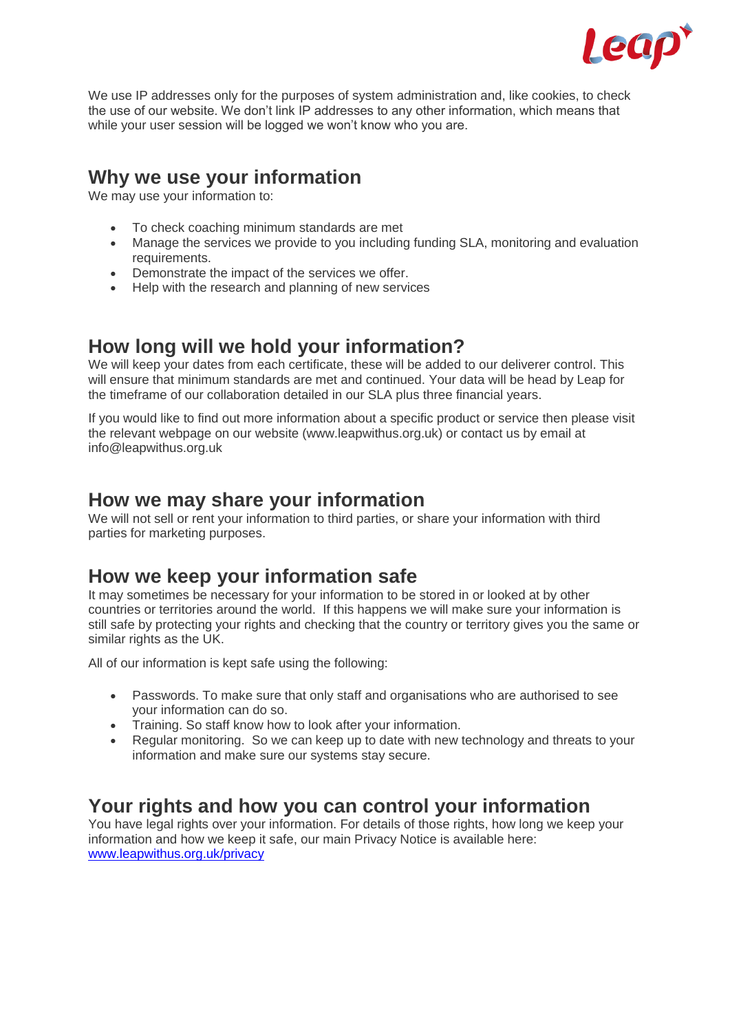We use IP addresses only for the purposes of system administration and, like cookies, to check the use of our website. We don't link IP addresses to any other information, which means that while your user session will be logged we won't know who you are.

## Why we use your information

We may use your information to:

- To check coaching minimum standards are met
- Manage the services we provide to you including funding SLA, monitoring and evaluation requirements.
- Demonstrate the impact of the services we offer.
- Help with the research and planning of new services

## How long will we hold your information?

We will keep your dates from each certificate, these will be added to our deliverer control. This will ensure that minimum standards are met and continued. Your data will be head by Leap for the timeframe of our collaboration detailed in our SLA plus three financial years.

If you would like to find out more information about a specific product or service then please visit the relevant webpage on our website (www.leapwithus.org.uk) or contact us by email at info@leapwithus.org.uk

## How we may share your information

We will not sell or rent your information to third parties, or share your information with third parties for marketing purposes.

## How we keep your information safe

It may sometimes be necessary for your information to be stored in or looked at by other countries or territories around the world. If this happens we will make sure your information is still safe by protecting your rights and checking that the country or territory gives you the same or similar rights as the UK.

All of our information is kept safe using the following:

- Passwords. To make sure that only staff and organisations who are authorised to see your information can do so.
- Training. So staff know how to look after your information.
- Regular monitoring. So we can keep up to date with new technology and threats to your information and make sure our systems stay secure.

## Your rights and how you can control your information

You have legal rights over your information. For details of those rights, how long we keep your information and how we keep it safe, our main Privacy Notice is available here: [www.leapwithus.org.uk/privacy](www.leapwithus.org.uk/privacy)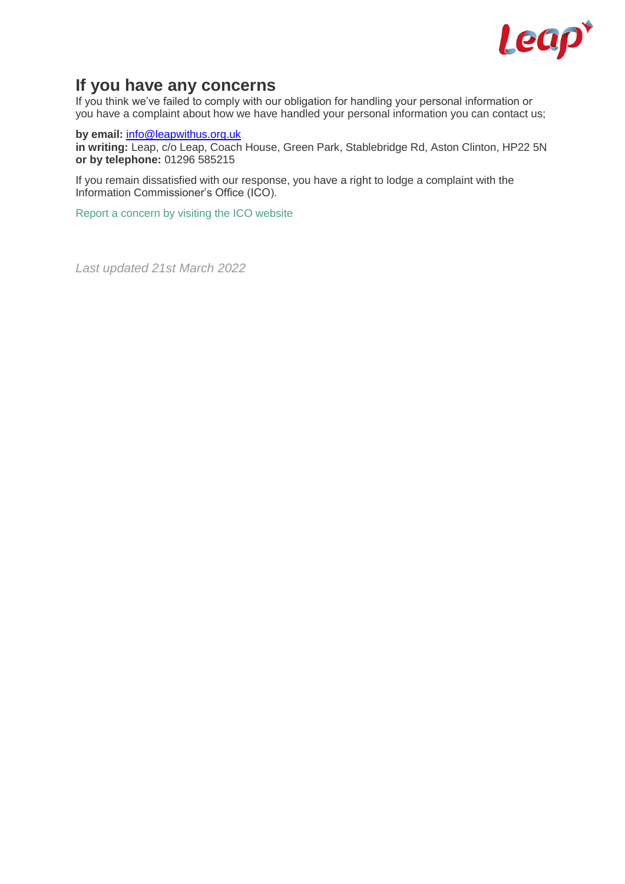## If you have any concerns

If you think we've failed to comply with our obligation for handling your personal information or you have a complaint about how we have handled your personal information you can contact us;

**by email:** info@leapwithus.org.uk
**in writing:** Leap, c/o Leap, Coach House, Green Park, Stablebridge Rd, Aston Clinton, HP22 5N
**or by telephone:** 01296 585215

If you remain dissatisfied with our response, you have a right to lodge a complaint with the Information Commissioner's Office (ICO).

Report a concern by visiting the ICO website

*Last updated 21st March 2022*